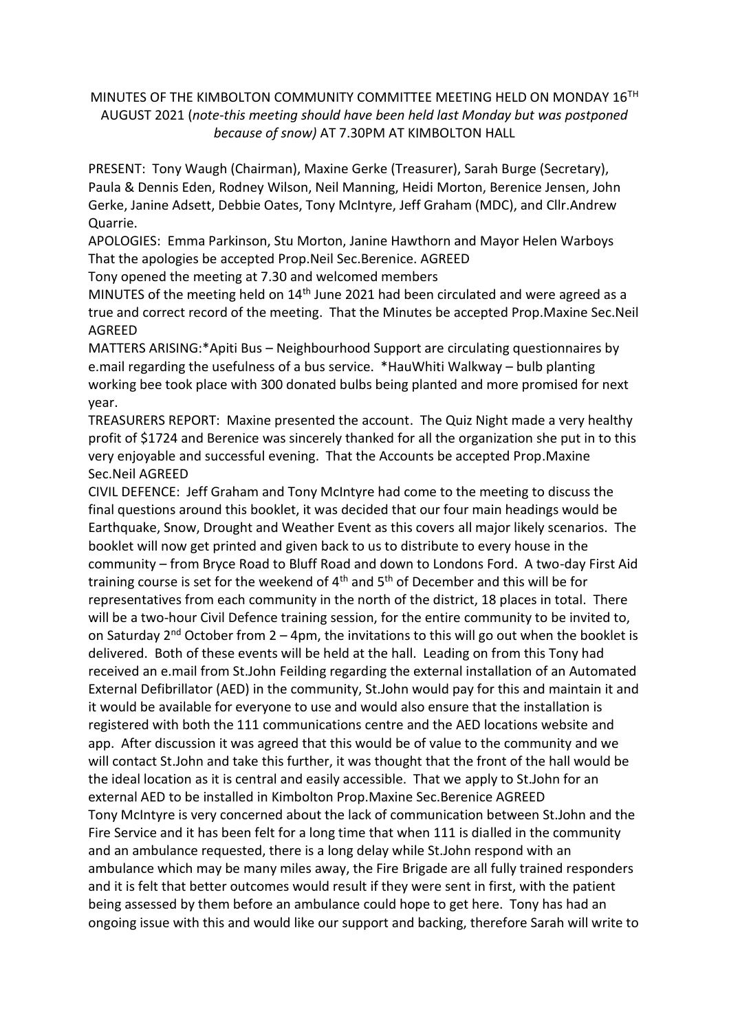MINUTES OF THE KIMBOLTON COMMUNITY COMMITTEE MEETING HELD ON MONDAY 16TH AUGUST 2021 (*note-this meeting should have been held last Monday but was postponed because of snow)* AT 7.30PM AT KIMBOLTON HALL

PRESENT: Tony Waugh (Chairman), Maxine Gerke (Treasurer), Sarah Burge (Secretary), Paula & Dennis Eden, Rodney Wilson, Neil Manning, Heidi Morton, Berenice Jensen, John Gerke, Janine Adsett, Debbie Oates, Tony McIntyre, Jeff Graham (MDC), and Cllr.Andrew Quarrie.

APOLOGIES: Emma Parkinson, Stu Morton, Janine Hawthorn and Mayor Helen Warboys That the apologies be accepted Prop.Neil Sec.Berenice. AGREED

Tony opened the meeting at 7.30 and welcomed members

MINUTES of the meeting held on 14th June 2021 had been circulated and were agreed as a true and correct record of the meeting. That the Minutes be accepted Prop.Maxine Sec.Neil AGREED

MATTERS ARISING:*Apiti Bus – Neighbourhood Support are circulating questionnaires by e.mail regarding the usefulness of a bus service. *HauWhiti Walkway – bulb planting working bee took place with 300 donated bulbs being planted and more promised for next year.

TREASURERS REPORT: Maxine presented the account. The Quiz Night made a very healthy profit of $1724 and Berenice was sincerely thanked for all the organization she put in to this very enjoyable and successful evening. That the Accounts be accepted Prop.Maxine Sec.Neil AGREED

CIVIL DEFENCE: Jeff Graham and Tony McIntyre had come to the meeting to discuss the final questions around this booklet, it was decided that our four main headings would be Earthquake, Snow, Drought and Weather Event as this covers all major likely scenarios. The booklet will now get printed and given back to us to distribute to every house in the community – from Bryce Road to Bluff Road and down to Londons Ford. A two-day First Aid training course is set for the weekend of 4th and 5th of December and this will be for representatives from each community in the north of the district, 18 places in total. There will be a two-hour Civil Defence training session, for the entire community to be invited to, on Saturday 2nd October from 2 – 4pm, the invitations to this will go out when the booklet is delivered. Both of these events will be held at the hall. Leading on from this Tony had received an e.mail from St.John Feilding regarding the external installation of an Automated External Defibrillator (AED) in the community, St.John would pay for this and maintain it and it would be available for everyone to use and would also ensure that the installation is registered with both the 111 communications centre and the AED locations website and app. After discussion it was agreed that this would be of value to the community and we will contact St.John and take this further, it was thought that the front of the hall would be the ideal location as it is central and easily accessible. That we apply to St.John for an external AED to be installed in Kimbolton Prop.Maxine Sec.Berenice AGREED

Tony McIntyre is very concerned about the lack of communication between St.John and the Fire Service and it has been felt for a long time that when 111 is dialled in the community and an ambulance requested, there is a long delay while St.John respond with an ambulance which may be many miles away, the Fire Brigade are all fully trained responders and it is felt that better outcomes would result if they were sent in first, with the patient being assessed by them before an ambulance could hope to get here. Tony has had an ongoing issue with this and would like our support and backing, therefore Sarah will write to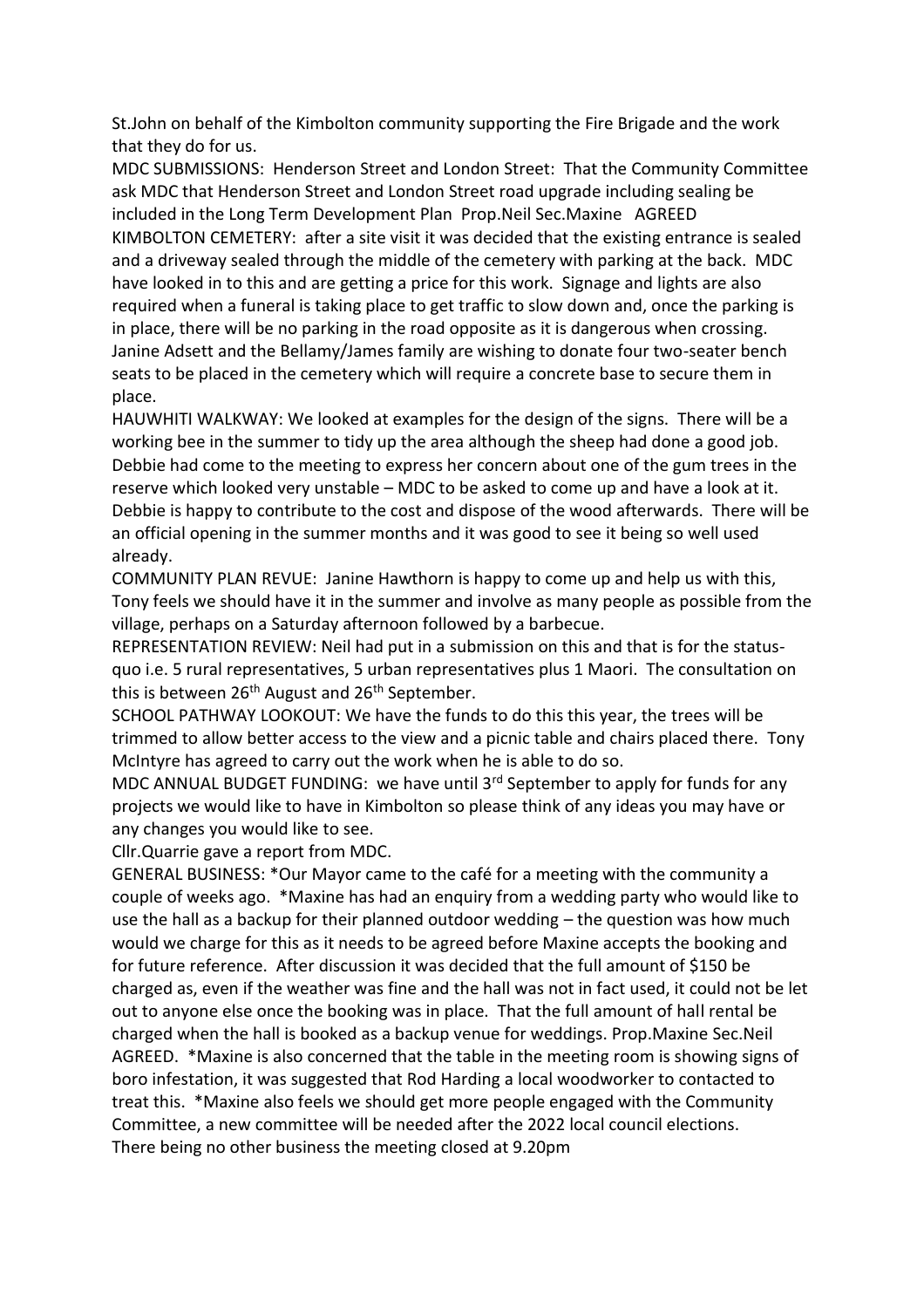St.John on behalf of the Kimbolton community supporting the Fire Brigade and the work that they do for us.

MDC SUBMISSIONS: Henderson Street and London Street: That the Community Committee ask MDC that Henderson Street and London Street road upgrade including sealing be included in the Long Term Development Plan Prop.Neil Sec.Maxine AGREED

KIMBOLTON CEMETERY: after a site visit it was decided that the existing entrance is sealed and a driveway sealed through the middle of the cemetery with parking at the back. MDC have looked in to this and are getting a price for this work. Signage and lights are also required when a funeral is taking place to get traffic to slow down and, once the parking is in place, there will be no parking in the road opposite as it is dangerous when crossing. Janine Adsett and the Bellamy/James family are wishing to donate four two-seater bench seats to be placed in the cemetery which will require a concrete base to secure them in place.

HAUWHITI WALKWAY: We looked at examples for the design of the signs. There will be a working bee in the summer to tidy up the area although the sheep had done a good job. Debbie had come to the meeting to express her concern about one of the gum trees in the reserve which looked very unstable – MDC to be asked to come up and have a look at it. Debbie is happy to contribute to the cost and dispose of the wood afterwards. There will be an official opening in the summer months and it was good to see it being so well used already.

COMMUNITY PLAN REVUE: Janine Hawthorn is happy to come up and help us with this, Tony feels we should have it in the summer and involve as many people as possible from the village, perhaps on a Saturday afternoon followed by a barbecue.

REPRESENTATION REVIEW: Neil had put in a submission on this and that is for the status-quo i.e. 5 rural representatives, 5 urban representatives plus 1 Maori. The consultation on this is between 26th August and 26th September.

SCHOOL PATHWAY LOOKOUT: We have the funds to do this this year, the trees will be trimmed to allow better access to the view and a picnic table and chairs placed there. Tony McIntyre has agreed to carry out the work when he is able to do so.

MDC ANNUAL BUDGET FUNDING: we have until 3rd September to apply for funds for any projects we would like to have in Kimbolton so please think of any ideas you may have or any changes you would like to see.

Cllr.Quarrie gave a report from MDC.

GENERAL BUSINESS: *Our Mayor came to the café for a meeting with the community a couple of weeks ago. *Maxine has had an enquiry from a wedding party who would like to use the hall as a backup for their planned outdoor wedding – the question was how much would we charge for this as it needs to be agreed before Maxine accepts the booking and for future reference. After discussion it was decided that the full amount of $150 be charged as, even if the weather was fine and the hall was not in fact used, it could not be let out to anyone else once the booking was in place. That the full amount of hall rental be charged when the hall is booked as a backup venue for weddings. Prop.Maxine Sec.Neil AGREED. *Maxine is also concerned that the table in the meeting room is showing signs of boro infestation, it was suggested that Rod Harding a local woodworker to contacted to treat this. *Maxine also feels we should get more people engaged with the Community Committee, a new committee will be needed after the 2022 local council elections.

There being no other business the meeting closed at 9.20pm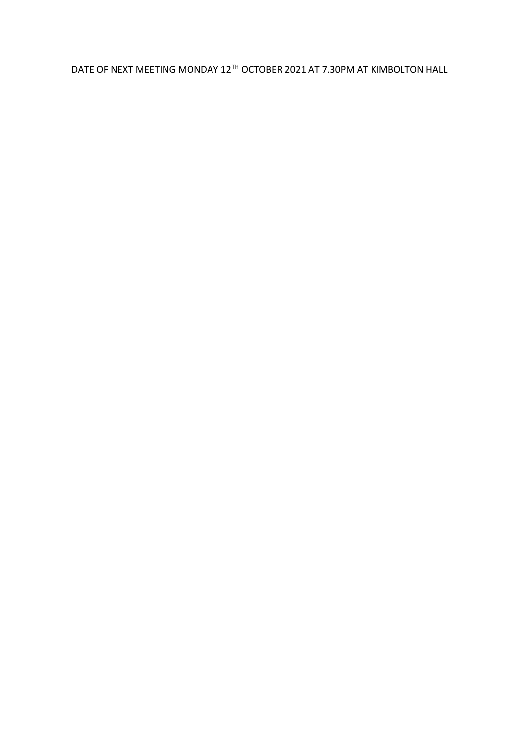DATE OF NEXT MEETING MONDAY 12TH OCTOBER 2021 AT 7.30PM AT KIMBOLTON HALL